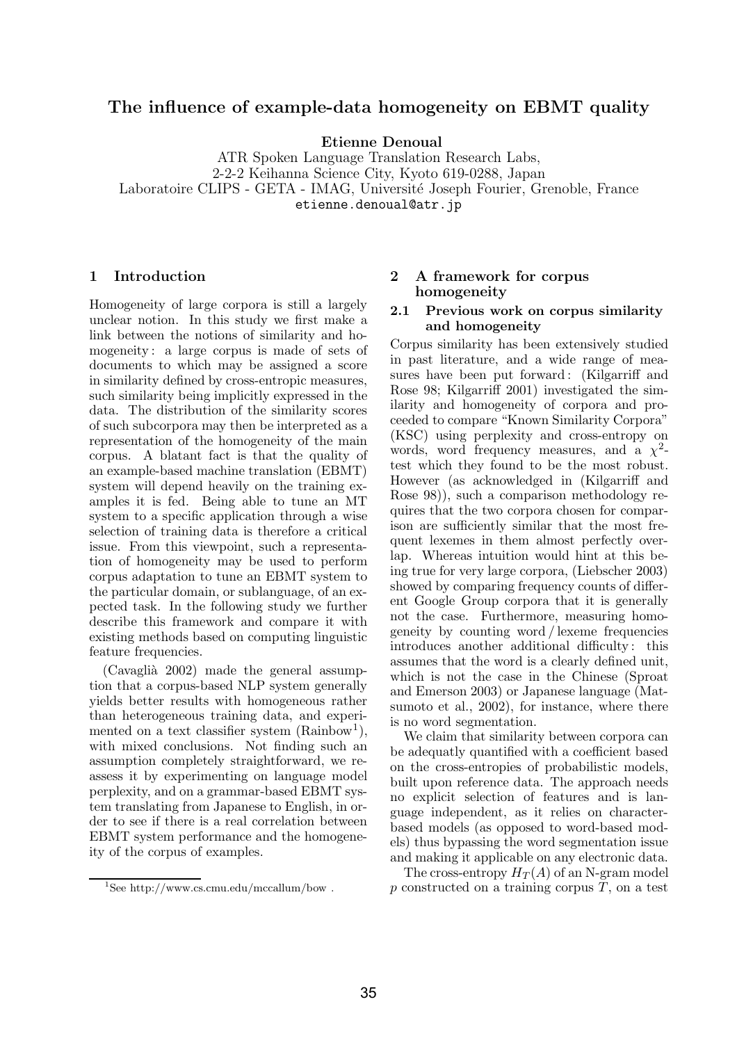# The influence of example-data homogeneity on EBMT quality

**Etienne Denoual**

ATR Spoken Language Translation Research Labs,
2-2-2 Keihanna Science City, Kyoto 619-0288, Japan
Laboratoire CLIPS - GETA - IMAG, Université Joseph Fourier, Grenoble, France
etienne.denoual@atr.jp

## 1 Introduction

Homogeneity of large corpora is still a largely unclear notion. In this study we first make a link between the notions of similarity and homogeneity : a large corpus is made of sets of documents to which may be assigned a score in similarity defined by cross-entropic measures, such similarity being implicitly expressed in the data. The distribution of the similarity scores of such subcorpora may then be interpreted as a representation of the homogeneity of the main corpus. A blatant fact is that the quality of an example-based machine translation (EBMT) system will depend heavily on the training examples it is fed. Being able to tune an MT system to a specific application through a wise selection of training data is therefore a critical issue. From this viewpoint, such a representation of homogeneity may be used to perform corpus adaptation to tune an EBMT system to the particular domain, or sublanguage, of an expected task. In the following study we further describe this framework and compare it with existing methods based on computing linguistic feature frequencies.

(Cavaglià 2002) made the general assumption that a corpus-based NLP system generally yields better results with homogeneous rather than heterogeneous training data, and experimented on a text classifier system (Rainbow[1]), with mixed conclusions. Not finding such an assumption completely straightforward, we reassess it by experimenting on language model perplexity, and on a grammar-based EBMT system translating from Japanese to English, in order to see if there is a real correlation between EBMT system performance and the homogeneity of the corpus of examples.

[1] See http://www.cs.cmu.edu/mccallum/bow .

## 2 A framework for corpus homogeneity

### 2.1 Previous work on corpus similarity and homogeneity

Corpus similarity has been extensively studied in past literature, and a wide range of measures have been put forward : (Kilgarriff and Rose 98; Kilgarriff 2001) investigated the similarity and homogeneity of corpora and proceeded to compare "Known Similarity Corpora" (KSC) using perplexity and cross-entropy on words, word frequency measures, and a $\chi^2$-test which they found to be the most robust. However (as acknowledged in (Kilgarriff and Rose 98)), such a comparison methodology requires that the two corpora chosen for comparison are sufficiently similar that the most frequent lexemes in them almost perfectly overlap. Whereas intuition would hint at this being true for very large corpora, (Liebscher 2003) showed by comparing frequency counts of different Google Group corpora that it is generally not the case. Furthermore, measuring homogeneity by counting word / lexeme frequencies introduces another additional difficulty : this assumes that the word is a clearly defined unit, which is not the case in the Chinese (Sproat and Emerson 2003) or Japanese language (Matsumoto et al., 2002), for instance, where there is no word segmentation.

We claim that similarity between corpora can be adequatly quantified with a coefficient based on the cross-entropies of probabilistic models, built upon reference data. The approach needs no explicit selection of features and is language independent, as it relies on character-based models (as opposed to word-based models) thus bypassing the word segmentation issue and making it applicable on any electronic data.

The cross-entropy $H_T(A)$ of an N-gram model $p$ constructed on a training corpus $T$, on a test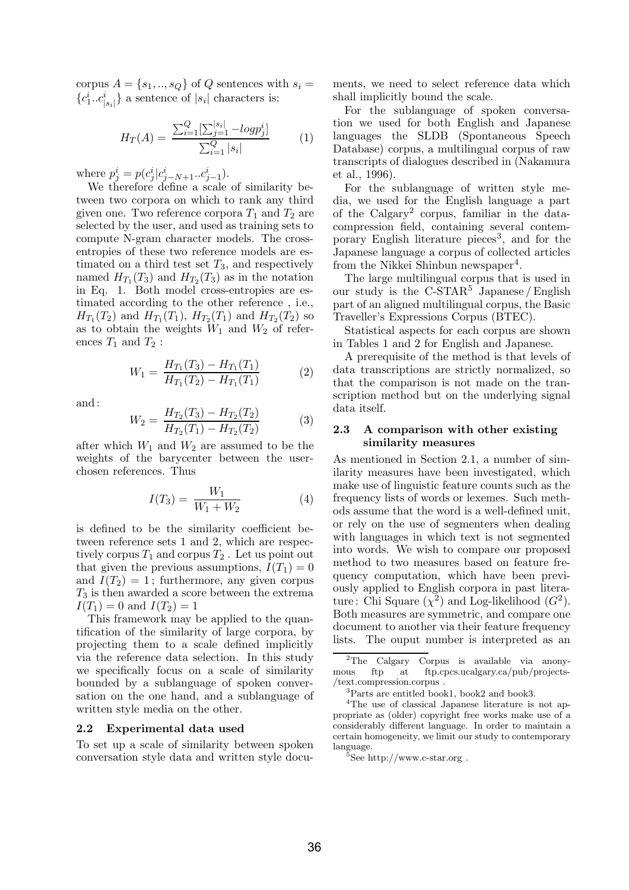corpus $A = \{s_1, .., s_Q\}$ of $Q$ sentences with $s_i = \{c_1^i..c_{|s_i|}^i\}$ a sentence of $|s_i|$ characters is:

$$H_T(A) = \frac{\sum_{i=1}^{Q} [\sum_{j=1}^{|s_i|} -log p_j^i]}{\sum_{i=1}^{Q} |s_i|} \quad (1)$$

where $p_j^i = p(c_j^i | c_{j-N+1}^i..c_{j-1}^i)$.

We therefore define a scale of similarity between two corpora on which to rank any third given one. Two reference corpora $T_1$ and $T_2$ are selected by the user, and used as training sets to compute N-gram character models. The cross-entropies of these two reference models are estimated on a third test set $T_3$, and respectively named $H_{T_1}(T_3)$ and $H_{T_2}(T_3)$ as in the notation in Eq. 1. Both model cross-entropies are estimated according to the other reference , i.e., $H_{T_1}(T_2)$ and $H_{T_1}(T_1)$, $H_{T_2}(T_1)$ and $H_{T_2}(T_2)$ so as to obtain the weights $W_1$ and $W_2$ of references $T_1$ and $T_2$ :

$$W_1 = \frac{H_{T_1}(T_3) - H_{T_1}(T_1)}{H_{T_1}(T_2) - H_{T_1}(T_1)} \quad (2)$$

and :

$$W_2 = \frac{H_{T_2}(T_3) - H_{T_2}(T_2)}{H_{T_2}(T_1) - H_{T_2}(T_2)} \quad (3)$$

after which $W_1$ and $W_2$ are assumed to be the weights of the barycenter between the user-chosen references. Thus

$$I(T_3) = \frac{W_1}{W_1 + W_2} \quad (4)$$

is defined to be the similarity coefficient between reference sets 1 and 2, which are respectively corpus $T_1$ and corpus $T_2$ . Let us point out that given the previous assumptions, $I(T_1) = 0$ and $I(T_2) = 1$ ; furthermore, any given corpus $T_3$ is then awarded a score between the extrema $I(T_1) = 0$ and $I(T_2) = 1$

This framework may be applied to the quantification of the similarity of large corpora, by projecting them to a scale defined implicitly via the reference data selection. In this study we specifically focus on a scale of similarity bounded by a sublanguage of spoken conversation on the one hand, and a sublanguage of written style media on the other.

### 2.2 Experimental data used

To set up a scale of similarity between spoken conversation style data and written style documents, we need to select reference data which shall implicitly bound the scale.

For the sublanguage of spoken conversation we used for both English and Japanese languages the SLDB (Spontaneous Speech Database) corpus, a multilingual corpus of raw transcripts of dialogues described in (Nakamura et al., 1996).

For the sublanguage of written style media, we used for the English language a part of the Calgary[2] corpus, familiar in the data-compression field, containing several contemporary English literature pieces[3], and for the Japanese language a corpus of collected articles from the Nikkei Shinbun newspaper[4].

The large multilingual corpus that is used in our study is the C-STAR[5] Japanese / English part of an aligned multilingual corpus, the Basic Traveller's Expressions Corpus (BTEC).

Statistical aspects for each corpus are shown in Tables 1 and 2 for English and Japanese.

A prerequisite of the method is that levels of data transcriptions are strictly normalized, so that the comparison is not made on the transcription method but on the underlying signal data itself.

### 2.3 A comparison with other existing similarity measures

As mentioned in Section 2.1, a number of similarity measures have been investigated, which make use of linguistic feature counts such as the frequency lists of words or lexemes. Such methods assume that the word is a well-defined unit, or rely on the use of segmenters when dealing with languages in which text is not segmented into words. We wish to compare our proposed method to two measures based on feature frequency computation, which have been previously applied to English corpora in past literature : Chi Square ($\chi^2$) and Log-likelihood ($G^2$). Both measures are symmetric, and compare one document to another via their feature frequency lists. The ouput number is interpreted as an

[2]The Calgary Corpus is available via anonymous ftp at ftp.cpcs.ucalgary.ca/pub/projects-/text.compression.corpus .

[3]Parts are entitled book1, book2 and book3.

[4]The use of classical Japanese literature is not appropriate as (older) copyright free works make use of a considerably different language. In order to maintain a certain homogeneity, we limit our study to contemporary language.

[5]See http://www.c-star.org .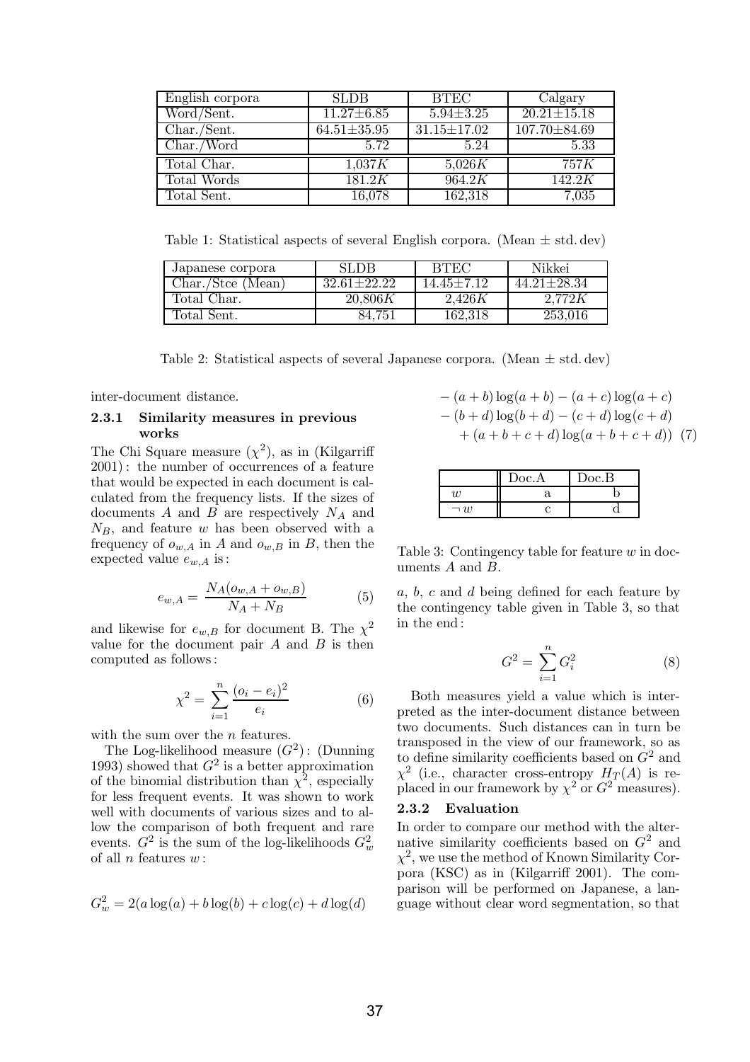| English corpora | SLDB | BTEC | Calgary |
|---|---|---|---|
| Word/Sent. | 11.27±6.85 | 5.94±3.25 | 20.21±15.18 |
| Char./Sent. | 64.51±35.95 | 31.15±17.02 | 107.70±84.69 |
| Char./Word | 5.72 | 5.24 | 5.33 |
| Total Char. | 1,037$K$ | 5,026$K$ | 757$K$ |
| Total Words | 181.2$K$ | 964.2$K$ | 142.2$K$ |
| Total Sent. | 16,078 | 162,318 | 7,035 |

Table 1: Statistical aspects of several English corpora. (Mean ± std. dev)

| Japanese corpora | SLDB | BTEC | Nikkei |
|---|---|---|---|
| Char./Stce (Mean) | 32.61±22.22 | 14.45±7.12 | 44.21±28.34 |
| Total Char. | 20,806$K$ | 2,426$K$ | 2,772$K$ |
| Total Sent. | 84,751 | 162,318 | 253,016 |

Table 2: Statistical aspects of several Japanese corpora. (Mean ± std. dev)

inter-document distance.

#### 2.3.1 Similarity measures in previous works

The Chi Square measure ($\chi^2$), as in (Kilgarriff 2001) : the number of occurrences of a feature that would be expected in each document is calculated from the frequency lists. If the sizes of documents $A$ and $B$ are respectively $N_A$ and $N_B$, and feature $w$ has been observed with a frequency of $o_{w,A}$ in $A$ and $o_{w,B}$ in $B$, then the expected value $e_{w,A}$ is :

$$e_{w,A} = \frac{N_A(o_{w,A} + o_{w,B})}{N_A + N_B} \tag{5}$$

and likewise for $e_{w,B}$ for document B. The $\chi^2$ value for the document pair $A$ and $B$ is then computed as follows :

$$\chi^2 = \sum_{i=1}^{n} \frac{(o_i - e_i)^2}{e_i} \tag{6}$$

with the sum over the $n$ features.

The Log-likelihood measure ($G^2$) : (Dunning 1993) showed that $G^2$ is a better approximation of the binomial distribution than $\chi^2$, especially for less frequent events. It was shown to work well with documents of various sizes and to allow the comparison of both frequent and rare events. $G^2$ is the sum of the log-likelihoods $G_w^2$ of all $n$ features $w$ :

$$\begin{aligned} G_w^2 = 2(&a\log(a) + b\log(b) + c\log(c) + d\log(d) \\ &- (a+b)\log(a+b) - (a+c)\log(a+c) \\ &- (b+d)\log(b+d) - (c+d)\log(c+d) \\ &+ (a+b+c+d)\log(a+b+c+d)) \end{aligned} \tag{7}$$

| | Doc.A | Doc.B |
|---|---|---|
| $w$ | a | b |
| $\neg\, w$ | c | d |

Table 3: Contingency table for feature $w$ in documents $A$ and $B$.

$a$, $b$, $c$ and $d$ being defined for each feature by the contingency table given in Table 3, so that in the end :

$$G^2 = \sum_{i=1}^{n} G_i^2 \tag{8}$$

Both measures yield a value which is interpreted as the inter-document distance between two documents. Such distances can in turn be transposed in the view of our framework, so as to define similarity coefficients based on $G^2$ and $\chi^2$ (i.e., character cross-entropy $H_T(A)$ is replaced in our framework by $\chi^2$ or $G^2$ measures).

#### 2.3.2 Evaluation

In order to compare our method with the alternative similarity coefficients based on $G^2$ and $\chi^2$, we use the method of Known Similarity Corpora (KSC) as in (Kilgarriff 2001). The comparison will be performed on Japanese, a language without clear word segmentation, so that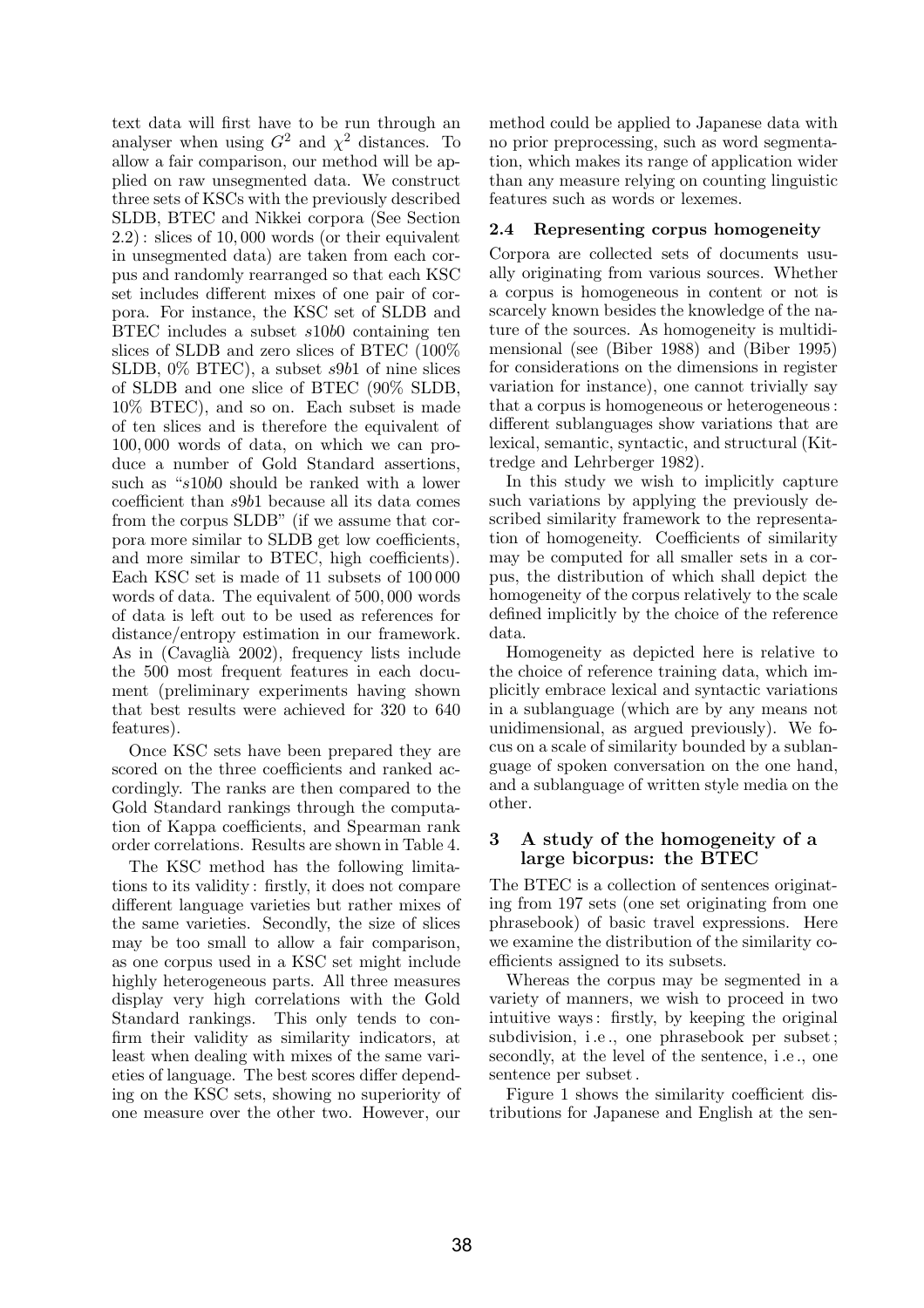text data will first have to be run through an analyser when using $G^2$ and $\chi^2$ distances. To allow a fair comparison, our method will be applied on raw unsegmented data. We construct three sets of KSCs with the previously described SLDB, BTEC and Nikkei corpora (See Section 2.2) : slices of 10,000 words (or their equivalent in unsegmented data) are taken from each corpus and randomly rearranged so that each KSC set includes different mixes of one pair of corpora. For instance, the KSC set of SLDB and BTEC includes a subset *s*10*b*0 containing ten slices of SLDB and zero slices of BTEC (100% SLDB, 0% BTEC), a subset *s*9*b*1 of nine slices of SLDB and one slice of BTEC (90% SLDB, 10% BTEC), and so on. Each subset is made of ten slices and is therefore the equivalent of 100,000 words of data, on which we can produce a number of Gold Standard assertions, such as "*s*10*b*0 should be ranked with a lower coefficient than *s*9*b*1 because all its data comes from the corpus SLDB" (if we assume that corpora more similar to SLDB get low coefficients, and more similar to BTEC, high coefficients). Each KSC set is made of 11 subsets of 100 000 words of data. The equivalent of 500,000 words of data is left out to be used as references for distance/entropy estimation in our framework. As in (Cavaglià 2002), frequency lists include the 500 most frequent features in each document (preliminary experiments having shown that best results were achieved for 320 to 640 features).

Once KSC sets have been prepared they are scored on the three coefficients and ranked accordingly. The ranks are then compared to the Gold Standard rankings through the computation of Kappa coefficients, and Spearman rank order correlations. Results are shown in Table 4.

The KSC method has the following limitations to its validity : firstly, it does not compare different language varieties but rather mixes of the same varieties. Secondly, the size of slices may be too small to allow a fair comparison, as one corpus used in a KSC set might include highly heterogeneous parts. All three measures display very high correlations with the Gold Standard rankings. This only tends to confirm their validity as similarity indicators, at least when dealing with mixes of the same varieties of language. The best scores differ depending on the KSC sets, showing no superiority of one measure over the other two. However, our method could be applied to Japanese data with no prior preprocessing, such as word segmentation, which makes its range of application wider than any measure relying on counting linguistic features such as words or lexemes.

### 2.4 Representing corpus homogeneity

Corpora are collected sets of documents usually originating from various sources. Whether a corpus is homogeneous in content or not is scarcely known besides the knowledge of the nature of the sources. As homogeneity is multidimensional (see (Biber 1988) and (Biber 1995) for considerations on the dimensions in register variation for instance), one cannot trivially say that a corpus is homogeneous or heterogeneous : different sublanguages show variations that are lexical, semantic, syntactic, and structural (Kittredge and Lehrberger 1982).

In this study we wish to implicitly capture such variations by applying the previously described similarity framework to the representation of homogeneity. Coefficients of similarity may be computed for all smaller sets in a corpus, the distribution of which shall depict the homogeneity of the corpus relatively to the scale defined implicitly by the choice of the reference data.

Homogeneity as depicted here is relative to the choice of reference training data, which implicitly embrace lexical and syntactic variations in a sublanguage (which are by any means not unidimensional, as argued previously). We focus on a scale of similarity bounded by a sublanguage of spoken conversation on the one hand, and a sublanguage of written style media on the other.

## 3 A study of the homogeneity of a large bicorpus: the BTEC

The BTEC is a collection of sentences originating from 197 sets (one set originating from one phrasebook) of basic travel expressions. Here we examine the distribution of the similarity coefficients assigned to its subsets.

Whereas the corpus may be segmented in a variety of manners, we wish to proceed in two intuitive ways : firstly, by keeping the original subdivision, i.e., one phrasebook per subset ; secondly, at the level of the sentence, i.e., one sentence per subset.

Figure 1 shows the similarity coefficient distributions for Japanese and English at the sen-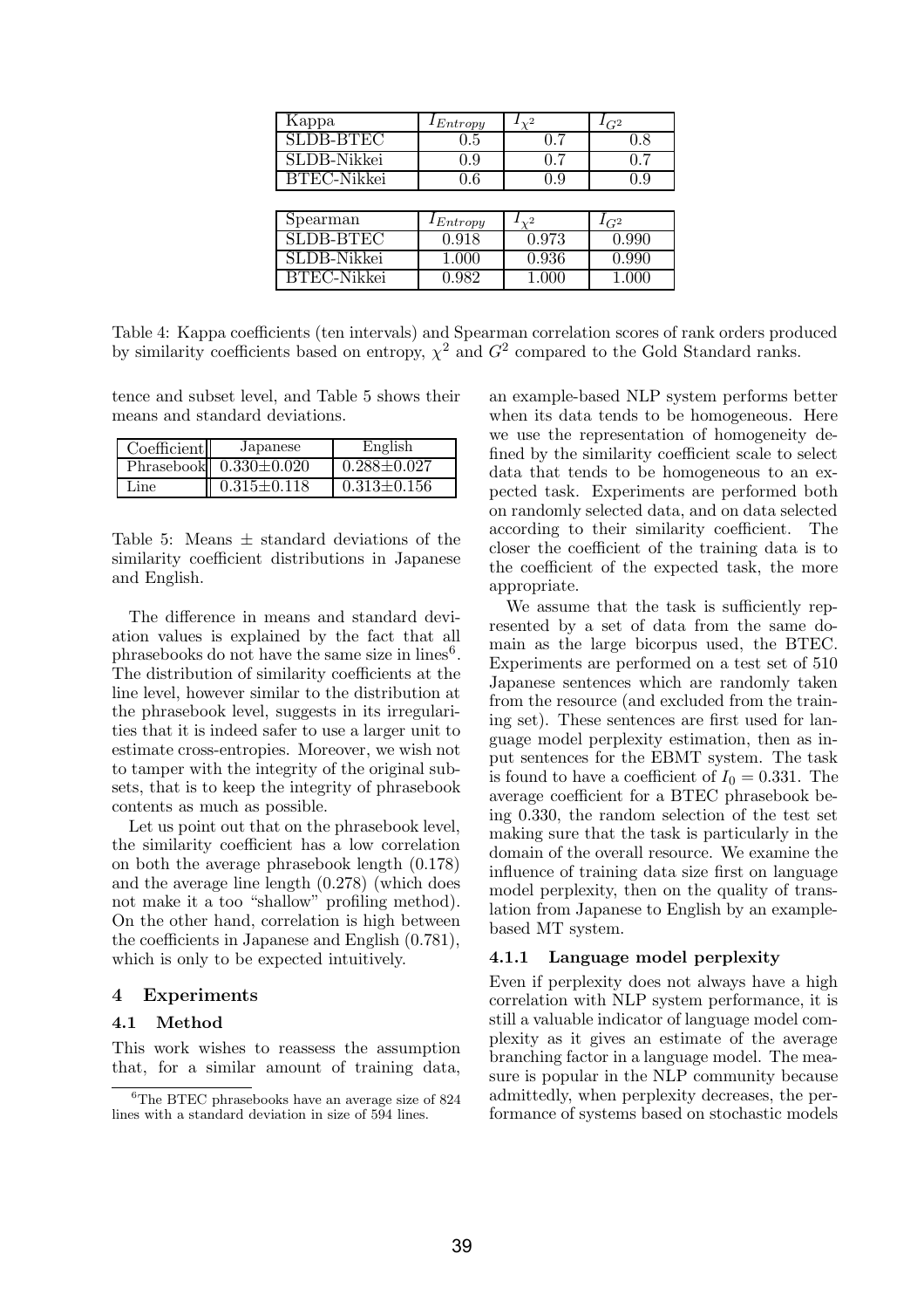| Kappa | $I_{Entropy}$ | $I_{\chi^2}$ | $I_{G^2}$ |
|---|---|---|---|
| SLDB-BTEC | 0.5 | 0.7 | 0.8 |
| SLDB-Nikkei | 0.9 | 0.7 | 0.7 |
| BTEC-Nikkei | 0.6 | 0.9 | 0.9 |

| Spearman | $I_{Entropy}$ | $I_{\chi^2}$ | $I_{G^2}$ |
|---|---|---|---|
| SLDB-BTEC | 0.918 | 0.973 | 0.990 |
| SLDB-Nikkei | 1.000 | 0.936 | 0.990 |
| BTEC-Nikkei | 0.982 | 1.000 | 1.000 |

Table 4: Kappa coefficients (ten intervals) and Spearman correlation scores of rank orders produced by similarity coefficients based on entropy, $\chi^2$ and $G^2$ compared to the Gold Standard ranks.

tence and subset level, and Table 5 shows their means and standard deviations.

| Coefficient | Japanese | English |
|---|---|---|
| Phrasebook | $0.330 \pm 0.020$ | $0.288 \pm 0.027$ |
| Line | $0.315 \pm 0.118$ | $0.313 \pm 0.156$ |

Table 5: Means $\pm$ standard deviations of the similarity coefficient distributions in Japanese and English.

The difference in means and standard deviation values is explained by the fact that all phrasebooks do not have the same size in lines[6]. The distribution of similarity coefficients at the line level, however similar to the distribution at the phrasebook level, suggests in its irregularities that it is indeed safer to use a larger unit to estimate cross-entropies. Moreover, we wish not to tamper with the integrity of the original subsets, that is to keep the integrity of phrasebook contents as much as possible.

Let us point out that on the phrasebook level, the similarity coefficient has a low correlation on both the average phrasebook length (0.178) and the average line length (0.278) (which does not make it a too "shallow" profiling method). On the other hand, correlation is high between the coefficients in Japanese and English (0.781), which is only to be expected intuitively.

## 4 Experiments

### 4.1 Method

This work wishes to reassess the assumption that, for a similar amount of training data, an example-based NLP system performs better when its data tends to be homogeneous. Here we use the representation of homogeneity defined by the similarity coefficient scale to select data that tends to be homogeneous to an expected task. Experiments are performed both on randomly selected data, and on data selected according to their similarity coefficient. The closer the coefficient of the training data is to the coefficient of the expected task, the more appropriate.

We assume that the task is sufficiently represented by a set of data from the same domain as the large bicorpus used, the BTEC. Experiments are performed on a test set of 510 Japanese sentences which are randomly taken from the resource (and excluded from the training set). These sentences are first used for language model perplexity estimation, then as input sentences for the EBMT system. The task is found to have a coefficient of $I_0 = 0.331$. The average coefficient for a BTEC phrasebook being 0.330, the random selection of the test set making sure that the task is particularly in the domain of the overall resource. We examine the influence of training data size first on language model perplexity, then on the quality of translation from Japanese to English by an example-based MT system.

#### 4.1.1 Language model perplexity

Even if perplexity does not always have a high correlation with NLP system performance, it is still a valuable indicator of language model complexity as it gives an estimate of the average branching factor in a language model. The measure is popular in the NLP community because admittedly, when perplexity decreases, the performance of systems based on stochastic models

[6] The BTEC phrasebooks have an average size of 824 lines with a standard deviation in size of 594 lines.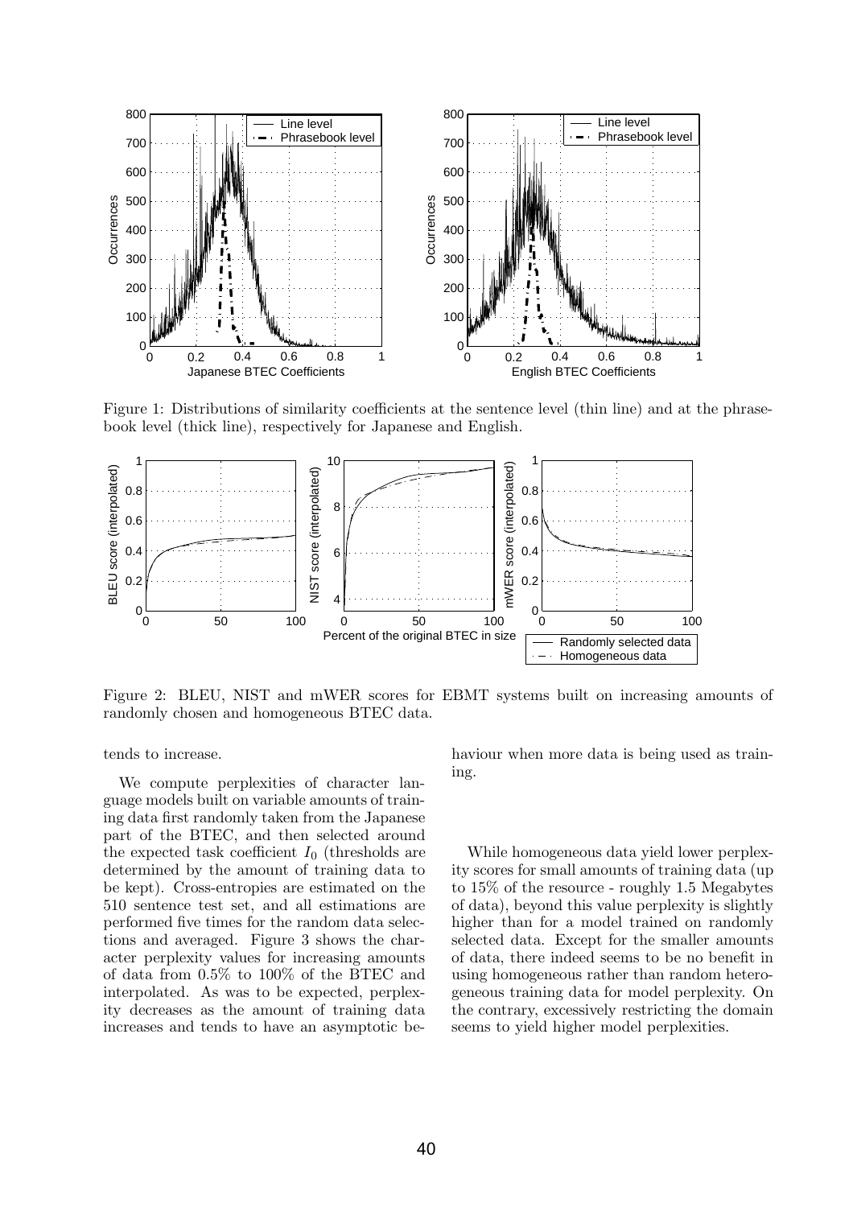Figure 1: Distributions of similarity coefficients at the sentence level (thin line) and at the phrasebook level (thick line), respectively for Japanese and English.

Figure 2: BLEU, NIST and mWER scores for EBMT systems built on increasing amounts of randomly chosen and homogeneous BTEC data.

tends to increase.

We compute perplexities of character language models built on variable amounts of training data first randomly taken from the Japanese part of the BTEC, and then selected around the expected task coefficient $I_0$ (thresholds are determined by the amount of training data to be kept). Cross-entropies are estimated on the 510 sentence test set, and all estimations are performed five times for the random data selections and averaged. Figure 3 shows the character perplexity values for increasing amounts of data from 0.5% to 100% of the BTEC and interpolated. As was to be expected, perplexity decreases as the amount of training data increases and tends to have an asymptotic behaviour when more data is being used as training.

While homogeneous data yield lower perplexity scores for small amounts of training data (up to 15% of the resource - roughly 1.5 Megabytes of data), beyond this value perplexity is slightly higher than for a model trained on randomly selected data. Except for the smaller amounts of data, there indeed seems to be no benefit in using homogeneous rather than random heterogeneous training data for model perplexity. On the contrary, excessively restricting the domain seems to yield higher model perplexities.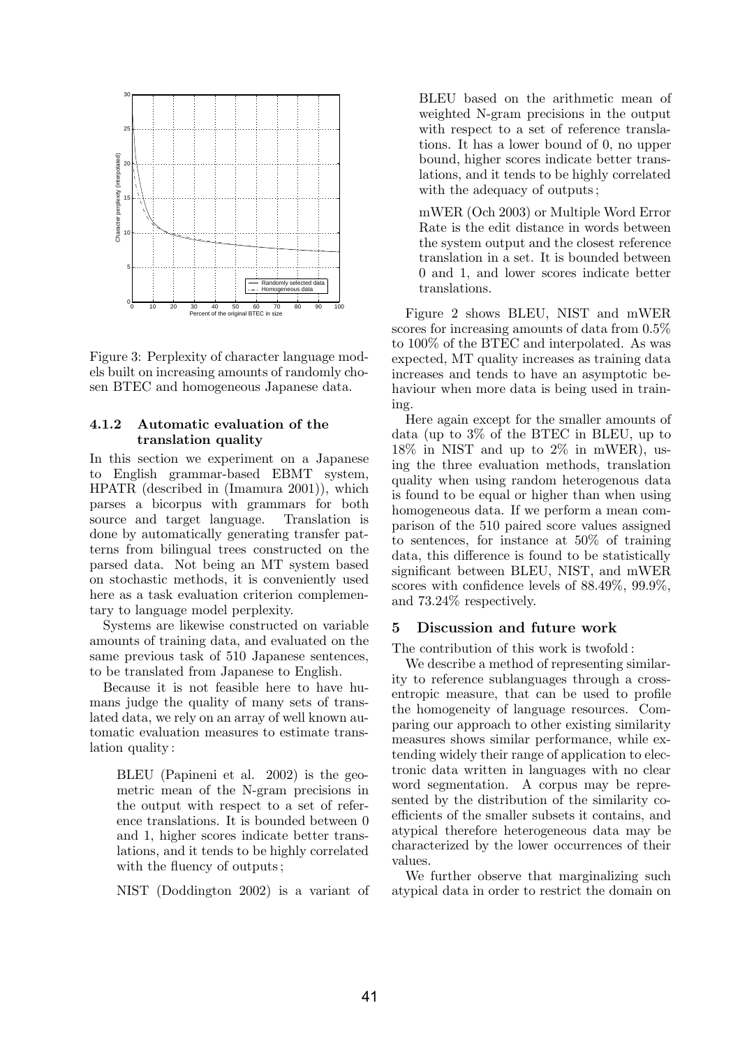Figure 3: Perplexity of character language models built on increasing amounts of randomly chosen BTEC and homogeneous Japanese data.

#### 4.1.2 Automatic evaluation of the translation quality

In this section we experiment on a Japanese to English grammar-based EBMT system, HPATR (described in (Imamura 2001)), which parses a bicorpus with grammars for both source and target language. Translation is done by automatically generating transfer patterns from bilingual trees constructed on the parsed data. Not being an MT system based on stochastic methods, it is conveniently used here as a task evaluation criterion complementary to language model perplexity.

Systems are likewise constructed on variable amounts of training data, and evaluated on the same previous task of 510 Japanese sentences, to be translated from Japanese to English.

Because it is not feasible here to have humans judge the quality of many sets of translated data, we rely on an array of well known automatic evaluation measures to estimate translation quality :

> BLEU (Papineni et al. 2002) is the geometric mean of the N-gram precisions in the output with respect to a set of reference translations. It is bounded between 0 and 1, higher scores indicate better translations, and it tends to be highly correlated with the fluency of outputs ;
>
> NIST (Doddington 2002) is a variant of BLEU based on the arithmetic mean of weighted N-gram precisions in the output with respect to a set of reference translations. It has a lower bound of 0, no upper bound, higher scores indicate better translations, and it tends to be highly correlated with the adequacy of outputs ;
>
> mWER (Och 2003) or Multiple Word Error Rate is the edit distance in words between the system output and the closest reference translation in a set. It is bounded between 0 and 1, and lower scores indicate better translations.

Figure 2 shows BLEU, NIST and mWER scores for increasing amounts of data from 0.5% to 100% of the BTEC and interpolated. As was expected, MT quality increases as training data increases and tends to have an asymptotic behaviour when more data is being used in training.

Here again except for the smaller amounts of data (up to 3% of the BTEC in BLEU, up to 18% in NIST and up to 2% in mWER), using the three evaluation methods, translation quality when using random heterogenous data is found to be equal or higher than when using homogeneous data. If we perform a mean comparison of the 510 paired score values assigned to sentences, for instance at 50% of training data, this difference is found to be statistically significant between BLEU, NIST, and mWER scores with confidence levels of 88.49%, 99.9%, and 73.24% respectively.

## 5 Discussion and future work

The contribution of this work is twofold :

We describe a method of representing similarity to reference sublanguages through a cross-entropic measure, that can be used to profile the homogeneity of language resources. Comparing our approach to other existing similarity measures shows similar performance, while extending widely their range of application to electronic data written in languages with no clear word segmentation. A corpus may be represented by the distribution of the similarity coefficients of the smaller subsets it contains, and atypical therefore heterogeneous data may be characterized by the lower occurrences of their values.

We further observe that marginalizing such atypical data in order to restrict the domain on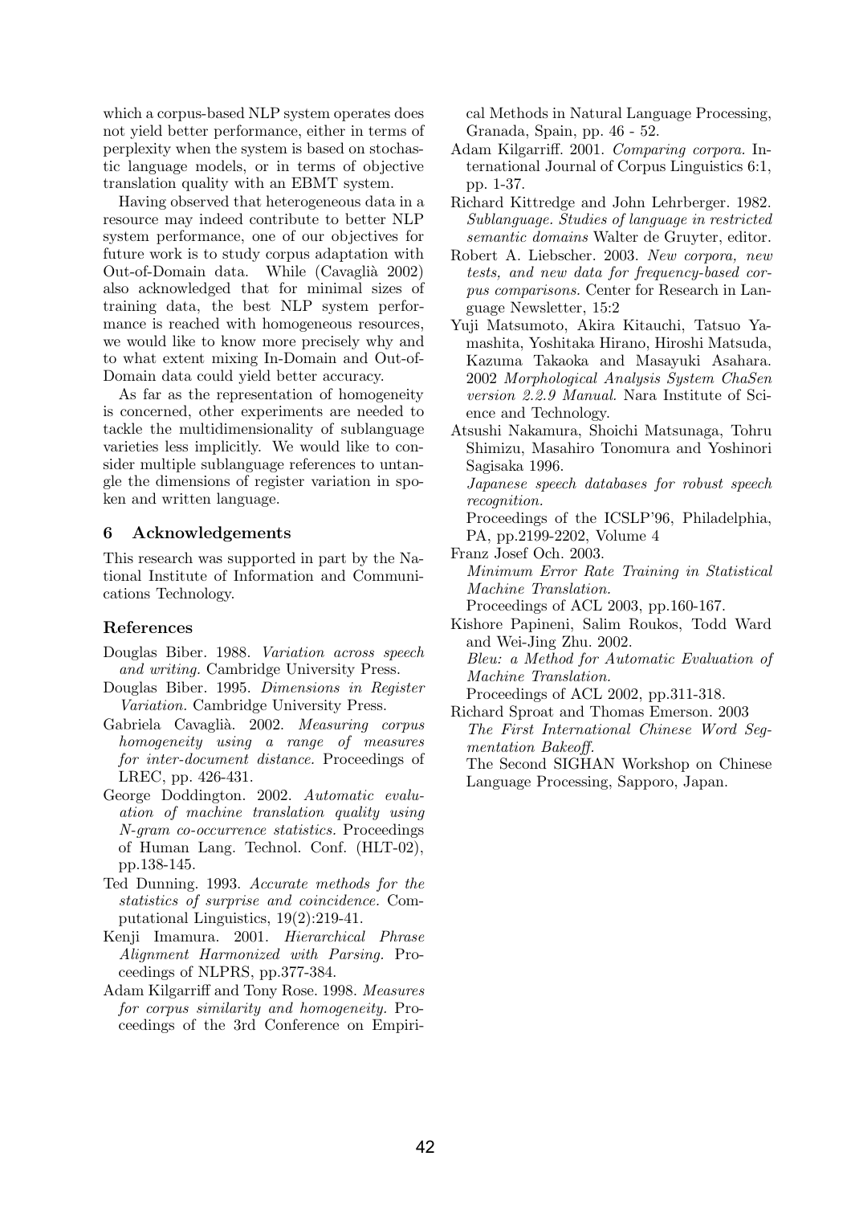which a corpus-based NLP system operates does not yield better performance, either in terms of perplexity when the system is based on stochastic language models, or in terms of objective translation quality with an EBMT system.

Having observed that heterogeneous data in a resource may indeed contribute to better NLP system performance, one of our objectives for future work is to study corpus adaptation with Out-of-Domain data. While (Cavaglià 2002) also acknowledged that for minimal sizes of training data, the best NLP system performance is reached with homogeneous resources, we would like to know more precisely why and to what extent mixing In-Domain and Out-of-Domain data could yield better accuracy.

As far as the representation of homogeneity is concerned, other experiments are needed to tackle the multidimensionality of sublanguage varieties less implicitly. We would like to consider multiple sublanguage references to untangle the dimensions of register variation in spoken and written language.

## 6 Acknowledgements

This research was supported in part by the National Institute of Information and Communications Technology.

## References

Douglas Biber. 1988. *Variation across speech and writing.* Cambridge University Press.

Douglas Biber. 1995. *Dimensions in Register Variation.* Cambridge University Press.

Gabriela Cavaglià. 2002. *Measuring corpus homogeneity using a range of measures for inter-document distance.* Proceedings of LREC, pp. 426-431.

George Doddington. 2002. *Automatic evaluation of machine translation quality using N-gram co-occurrence statistics.* Proceedings of Human Lang. Technol. Conf. (HLT-02), pp.138-145.

Ted Dunning. 1993. *Accurate methods for the statistics of surprise and coincidence.* Computational Linguistics, 19(2):219-41.

Kenji Imamura. 2001. *Hierarchical Phrase Alignment Harmonized with Parsing.* Proceedings of NLPRS, pp.377-384.

Adam Kilgarriff and Tony Rose. 1998. *Measures for corpus similarity and homogeneity.* Proceedings of the 3rd Conference on Empirical Methods in Natural Language Processing, Granada, Spain, pp. 46 - 52.

Adam Kilgarriff. 2001. *Comparing corpora.* International Journal of Corpus Linguistics 6:1, pp. 1-37.

Richard Kittredge and John Lehrberger. 1982. *Sublanguage. Studies of language in restricted semantic domains* Walter de Gruyter, editor.

Robert A. Liebscher. 2003. *New corpora, new tests, and new data for frequency-based corpus comparisons.* Center for Research in Language Newsletter, 15:2

Yuji Matsumoto, Akira Kitauchi, Tatsuo Yamashita, Yoshitaka Hirano, Hiroshi Matsuda, Kazuma Takaoka and Masayuki Asahara. 2002 *Morphological Analysis System ChaSen version 2.2.9 Manual.* Nara Institute of Science and Technology.

Atsushi Nakamura, Shoichi Matsunaga, Tohru Shimizu, Masahiro Tonomura and Yoshinori Sagisaka 1996. *Japanese speech databases for robust speech recognition.* Proceedings of the ICSLP'96, Philadelphia, PA, pp.2199-2202, Volume 4

Franz Josef Och. 2003. *Minimum Error Rate Training in Statistical Machine Translation.* Proceedings of ACL 2003, pp.160-167.

Kishore Papineni, Salim Roukos, Todd Ward and Wei-Jing Zhu. 2002. *Bleu: a Method for Automatic Evaluation of Machine Translation.* Proceedings of ACL 2002, pp.311-318.

Richard Sproat and Thomas Emerson. 2003 *The First International Chinese Word Segmentation Bakeoff.* The Second SIGHAN Workshop on Chinese Language Processing, Sapporo, Japan.